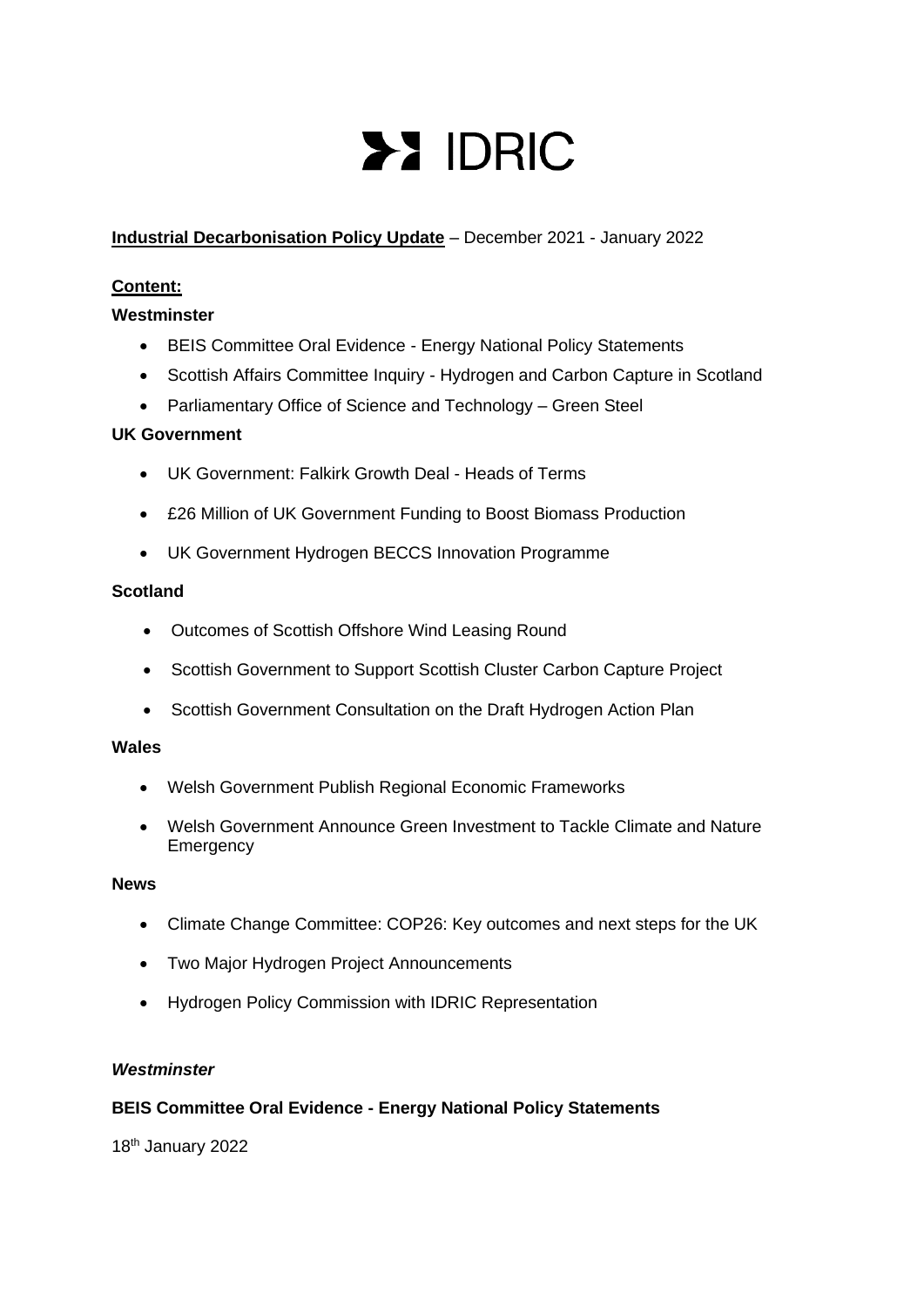# IDRIC

**Industrial Decarbonisation Policy Update** – December 2021 - January 2022

**Content:**

**Westminster**

- BEIS Committee Oral Evidence - Energy National Policy Statements
- Scottish Affairs Committee Inquiry - Hydrogen and Carbon Capture in Scotland
- Parliamentary Office of Science and Technology – Green Steel

**UK Government**

- UK Government: Falkirk Growth Deal - Heads of Terms
- £26 Million of UK Government Funding to Boost Biomass Production
- UK Government Hydrogen BECCS Innovation Programme

**Scotland**

- Outcomes of Scottish Offshore Wind Leasing Round
- Scottish Government to Support Scottish Cluster Carbon Capture Project
- Scottish Government Consultation on the Draft Hydrogen Action Plan

**Wales**

- Welsh Government Publish Regional Economic Frameworks
- Welsh Government Announce Green Investment to Tackle Climate and Nature Emergency

**News**

- Climate Change Committee: COP26: Key outcomes and next steps for the UK
- Two Major Hydrogen Project Announcements
- Hydrogen Policy Commission with IDRIC Representation

***Westminster***

**BEIS Committee Oral Evidence - Energy National Policy Statements**

18th January 2022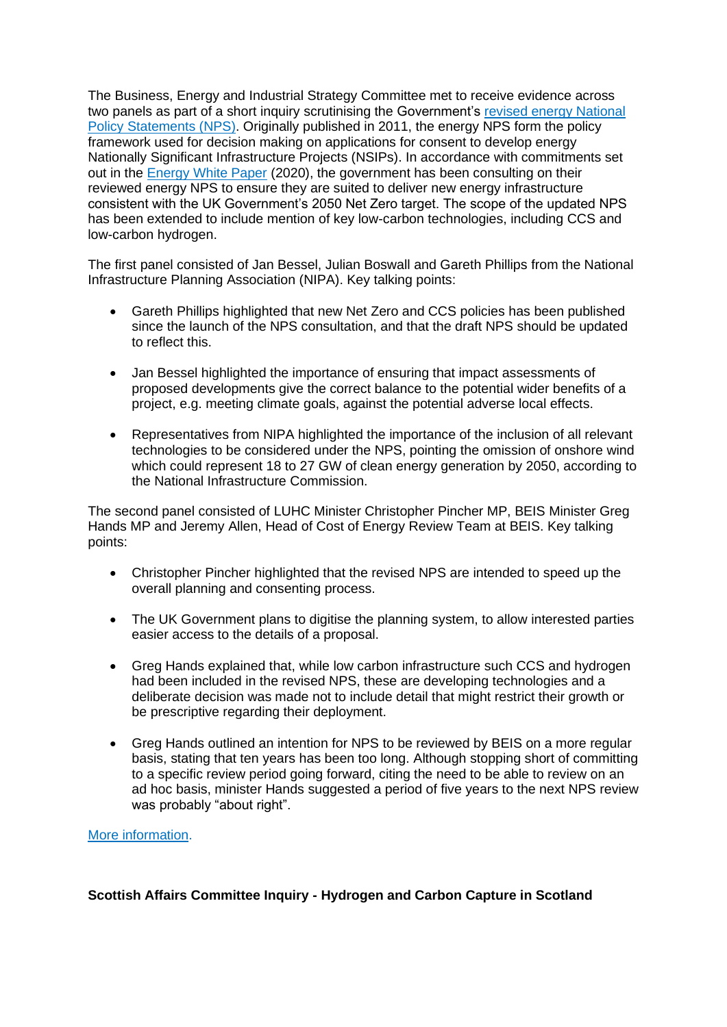The Business, Energy and Industrial Strategy Committee met to receive evidence across two panels as part of a short inquiry scrutinising the Government's [revised energy National Policy Statements (NPS)](). Originally published in 2011, the energy NPS form the policy framework used for decision making on applications for consent to develop energy Nationally Significant Infrastructure Projects (NSIPs). In accordance with commitments set out in the [Energy White Paper]() (2020), the government has been consulting on their reviewed energy NPS to ensure they are suited to deliver new energy infrastructure consistent with the UK Government's 2050 Net Zero target. The scope of the updated NPS has been extended to include mention of key low-carbon technologies, including CCS and low-carbon hydrogen.

The first panel consisted of Jan Bessel, Julian Boswall and Gareth Phillips from the National Infrastructure Planning Association (NIPA). Key talking points:

- Gareth Phillips highlighted that new Net Zero and CCS policies has been published since the launch of the NPS consultation, and that the draft NPS should be updated to reflect this.
- Jan Bessel highlighted the importance of ensuring that impact assessments of proposed developments give the correct balance to the potential wider benefits of a project, e.g. meeting climate goals, against the potential adverse local effects.
- Representatives from NIPA highlighted the importance of the inclusion of all relevant technologies to be considered under the NPS, pointing the omission of onshore wind which could represent 18 to 27 GW of clean energy generation by 2050, according to the National Infrastructure Commission.

The second panel consisted of LUHC Minister Christopher Pincher MP, BEIS Minister Greg Hands MP and Jeremy Allen, Head of Cost of Energy Review Team at BEIS. Key talking points:

- Christopher Pincher highlighted that the revised NPS are intended to speed up the overall planning and consenting process.
- The UK Government plans to digitise the planning system, to allow interested parties easier access to the details of a proposal.
- Greg Hands explained that, while low carbon infrastructure such CCS and hydrogen had been included in the revised NPS, these are developing technologies and a deliberate decision was made not to include detail that might restrict their growth or be prescriptive regarding their deployment.
- Greg Hands outlined an intention for NPS to be reviewed by BEIS on a more regular basis, stating that ten years has been too long. Although stopping short of committing to a specific review period going forward, citing the need to be able to review on an ad hoc basis, minister Hands suggested a period of five years to the next NPS review was probably "about right".

[More information]().

**Scottish Affairs Committee Inquiry - Hydrogen and Carbon Capture in Scotland**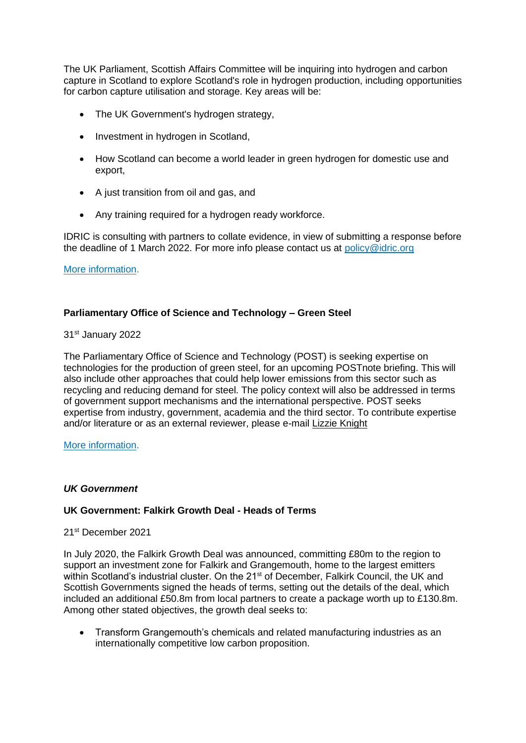The UK Parliament, Scottish Affairs Committee will be inquiring into hydrogen and carbon capture in Scotland to explore Scotland's role in hydrogen production, including opportunities for carbon capture utilisation and storage. Key areas will be:

- The UK Government's hydrogen strategy,
- Investment in hydrogen in Scotland,
- How Scotland can become a world leader in green hydrogen for domestic use and export,
- A just transition from oil and gas, and
- Any training required for a hydrogen ready workforce.

IDRIC is consulting with partners to collate evidence, in view of submitting a response before the deadline of 1 March 2022. For more info please contact us at policy@idric.org

More information.

**Parliamentary Office of Science and Technology – Green Steel**

31st January 2022

The Parliamentary Office of Science and Technology (POST) is seeking expertise on technologies for the production of green steel, for an upcoming POSTnote briefing. This will also include other approaches that could help lower emissions from this sector such as recycling and reducing demand for steel. The policy context will also be addressed in terms of government support mechanisms and the international perspective. POST seeks expertise from industry, government, academia and the third sector. To contribute expertise and/or literature or as an external reviewer, please e-mail Lizzie Knight

More information.

***UK Government***

**UK Government: Falkirk Growth Deal - Heads of Terms**

21st December 2021

In July 2020, the Falkirk Growth Deal was announced, committing £80m to the region to support an investment zone for Falkirk and Grangemouth, home to the largest emitters within Scotland's industrial cluster. On the 21st of December, Falkirk Council, the UK and Scottish Governments signed the heads of terms, setting out the details of the deal, which included an additional £50.8m from local partners to create a package worth up to £130.8m. Among other stated objectives, the growth deal seeks to:

- Transform Grangemouth's chemicals and related manufacturing industries as an internationally competitive low carbon proposition.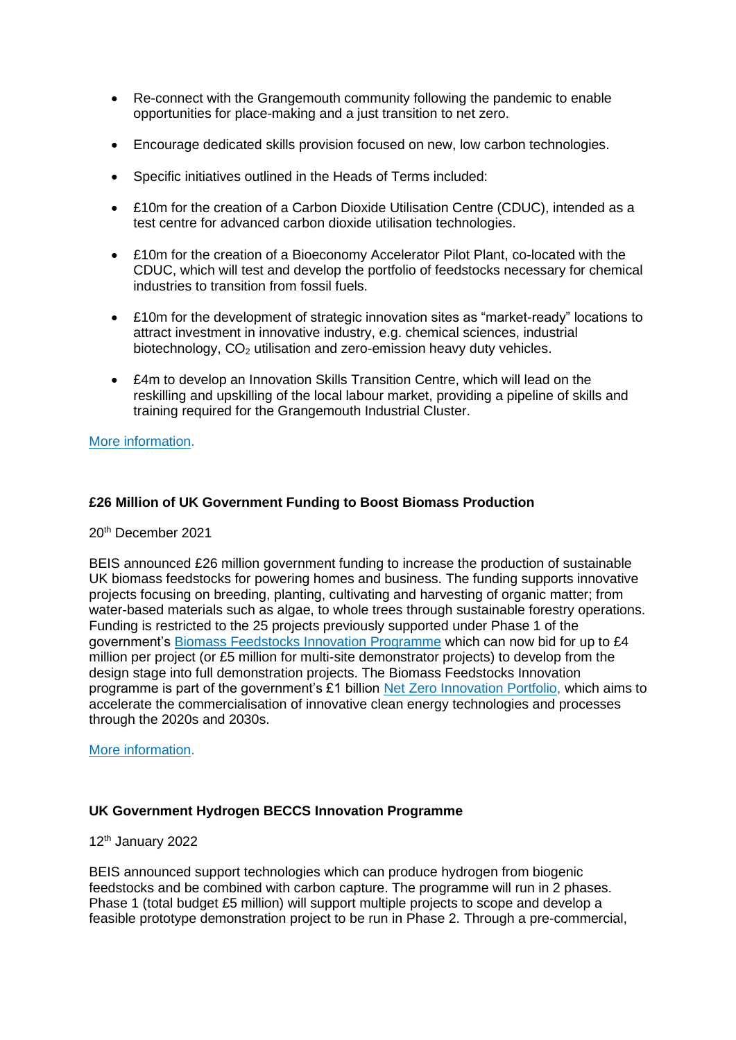- Re-connect with the Grangemouth community following the pandemic to enable opportunities for place-making and a just transition to net zero.
- Encourage dedicated skills provision focused on new, low carbon technologies.
- Specific initiatives outlined in the Heads of Terms included:
- £10m for the creation of a Carbon Dioxide Utilisation Centre (CDUC), intended as a test centre for advanced carbon dioxide utilisation technologies.
- £10m for the creation of a Bioeconomy Accelerator Pilot Plant, co-located with the CDUC, which will test and develop the portfolio of feedstocks necessary for chemical industries to transition from fossil fuels.
- £10m for the development of strategic innovation sites as "market-ready" locations to attract investment in innovative industry, e.g. chemical sciences, industrial biotechnology, $CO_2$ utilisation and zero-emission heavy duty vehicles.
- £4m to develop an Innovation Skills Transition Centre, which will lead on the reskilling and upskilling of the local labour market, providing a pipeline of skills and training required for the Grangemouth Industrial Cluster.

More information.

**£26 Million of UK Government Funding to Boost Biomass Production**

20th December 2021

BEIS announced £26 million government funding to increase the production of sustainable UK biomass feedstocks for powering homes and business. The funding supports innovative projects focusing on breeding, planting, cultivating and harvesting of organic matter; from water-based materials such as algae, to whole trees through sustainable forestry operations. Funding is restricted to the 25 projects previously supported under Phase 1 of the government's Biomass Feedstocks Innovation Programme which can now bid for up to £4 million per project (or £5 million for multi-site demonstrator projects) to develop from the design stage into full demonstration projects. The Biomass Feedstocks Innovation programme is part of the government's £1 billion Net Zero Innovation Portfolio, which aims to accelerate the commercialisation of innovative clean energy technologies and processes through the 2020s and 2030s.

More information.

**UK Government Hydrogen BECCS Innovation Programme**

12th January 2022

BEIS announced support technologies which can produce hydrogen from biogenic feedstocks and be combined with carbon capture. The programme will run in 2 phases. Phase 1 (total budget £5 million) will support multiple projects to scope and develop a feasible prototype demonstration project to be run in Phase 2. Through a pre-commercial,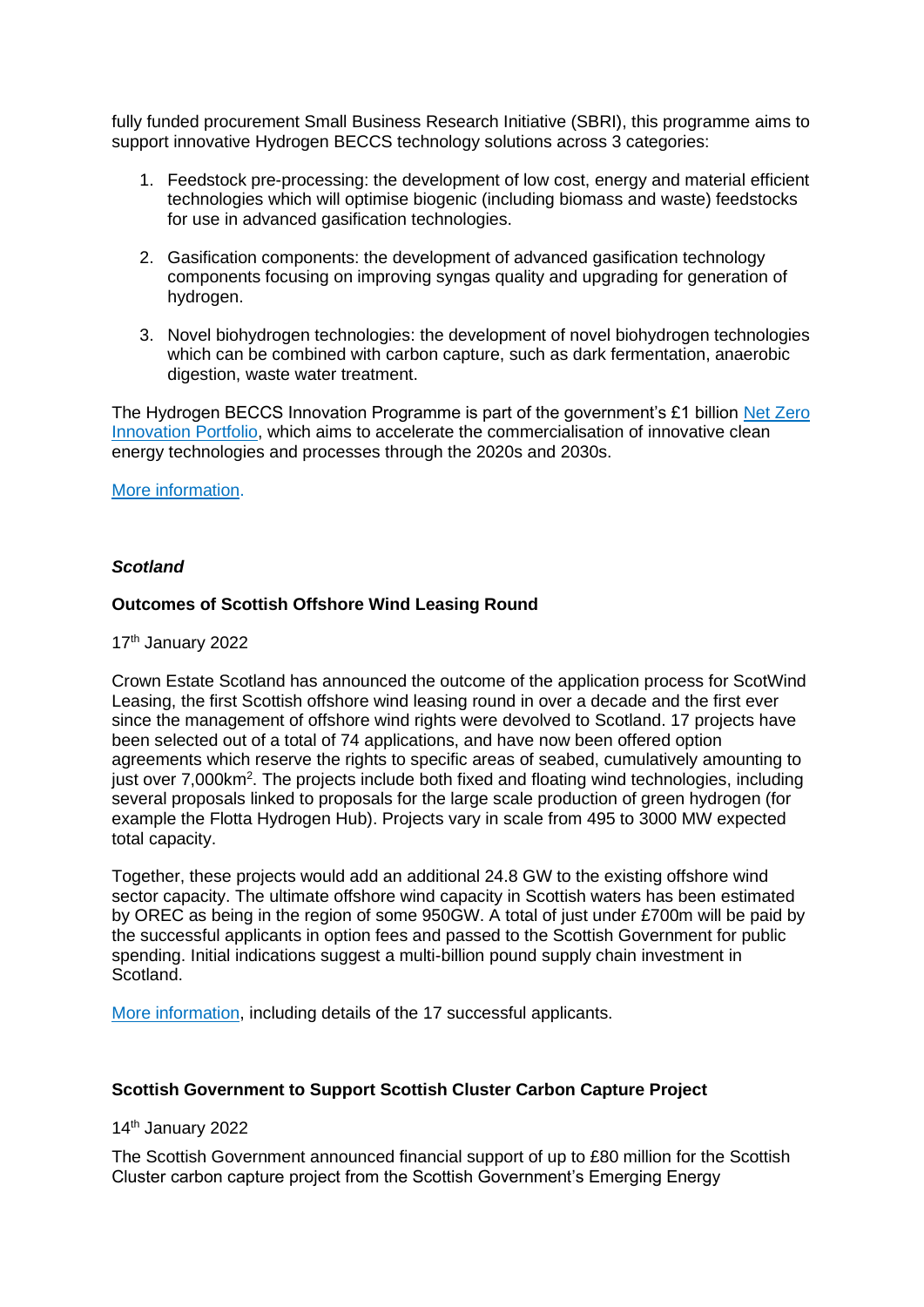fully funded procurement Small Business Research Initiative (SBRI), this programme aims to support innovative Hydrogen BECCS technology solutions across 3 categories:

1. Feedstock pre-processing: the development of low cost, energy and material efficient technologies which will optimise biogenic (including biomass and waste) feedstocks for use in advanced gasification technologies.

2. Gasification components: the development of advanced gasification technology components focusing on improving syngas quality and upgrading for generation of hydrogen.

3. Novel biohydrogen technologies: the development of novel biohydrogen technologies which can be combined with carbon capture, such as dark fermentation, anaerobic digestion, waste water treatment.

The Hydrogen BECCS Innovation Programme is part of the government's £1 billion Net Zero Innovation Portfolio, which aims to accelerate the commercialisation of innovative clean energy technologies and processes through the 2020s and 2030s.

More information.

### *Scotland*

**Outcomes of Scottish Offshore Wind Leasing Round**

17th January 2022

Crown Estate Scotland has announced the outcome of the application process for ScotWind Leasing, the first Scottish offshore wind leasing round in over a decade and the first ever since the management of offshore wind rights were devolved to Scotland. 17 projects have been selected out of a total of 74 applications, and have now been offered option agreements which reserve the rights to specific areas of seabed, cumulatively amounting to just over 7,000km$^2$. The projects include both fixed and floating wind technologies, including several proposals linked to proposals for the large scale production of green hydrogen (for example the Flotta Hydrogen Hub). Projects vary in scale from 495 to 3000 MW expected total capacity.

Together, these projects would add an additional 24.8 GW to the existing offshore wind sector capacity. The ultimate offshore wind capacity in Scottish waters has been estimated by OREC as being in the region of some 950GW. A total of just under £700m will be paid by the successful applicants in option fees and passed to the Scottish Government for public spending. Initial indications suggest a multi-billion pound supply chain investment in Scotland.

More information, including details of the 17 successful applicants.

**Scottish Government to Support Scottish Cluster Carbon Capture Project**

14th January 2022

The Scottish Government announced financial support of up to £80 million for the Scottish Cluster carbon capture project from the Scottish Government's Emerging Energy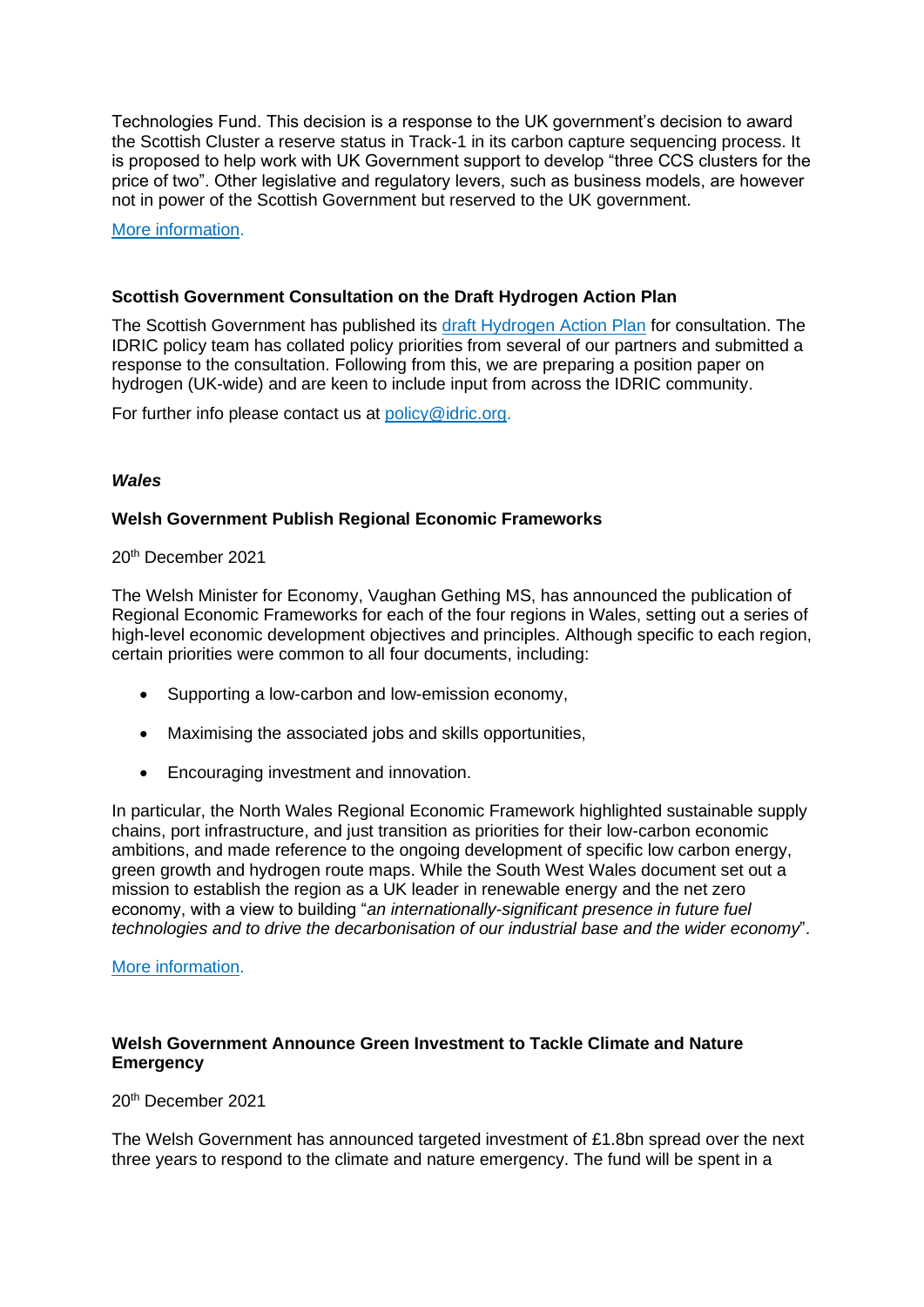Technologies Fund. This decision is a response to the UK government's decision to award the Scottish Cluster a reserve status in Track-1 in its carbon capture sequencing process. It is proposed to help work with UK Government support to develop "three CCS clusters for the price of two". Other legislative and regulatory levers, such as business models, are however not in power of the Scottish Government but reserved to the UK government.

More information.

**Scottish Government Consultation on the Draft Hydrogen Action Plan**

The Scottish Government has published its draft Hydrogen Action Plan for consultation. The IDRIC policy team has collated policy priorities from several of our partners and submitted a response to the consultation. Following from this, we are preparing a position paper on hydrogen (UK-wide) and are keen to include input from across the IDRIC community.

For further info please contact us at policy@idric.org.

***Wales***

**Welsh Government Publish Regional Economic Frameworks**

20th December 2021

The Welsh Minister for Economy, Vaughan Gething MS, has announced the publication of Regional Economic Frameworks for each of the four regions in Wales, setting out a series of high-level economic development objectives and principles. Although specific to each region, certain priorities were common to all four documents, including:

- Supporting a low-carbon and low-emission economy,
- Maximising the associated jobs and skills opportunities,
- Encouraging investment and innovation.

In particular, the North Wales Regional Economic Framework highlighted sustainable supply chains, port infrastructure, and just transition as priorities for their low-carbon economic ambitions, and made reference to the ongoing development of specific low carbon energy, green growth and hydrogen route maps. While the South West Wales document set out a mission to establish the region as a UK leader in renewable energy and the net zero economy, with a view to building "*an internationally-significant presence in future fuel technologies and to drive the decarbonisation of our industrial base and the wider economy*".

More information.

**Welsh Government Announce Green Investment to Tackle Climate and Nature Emergency**

20th December 2021

The Welsh Government has announced targeted investment of £1.8bn spread over the next three years to respond to the climate and nature emergency. The fund will be spent in a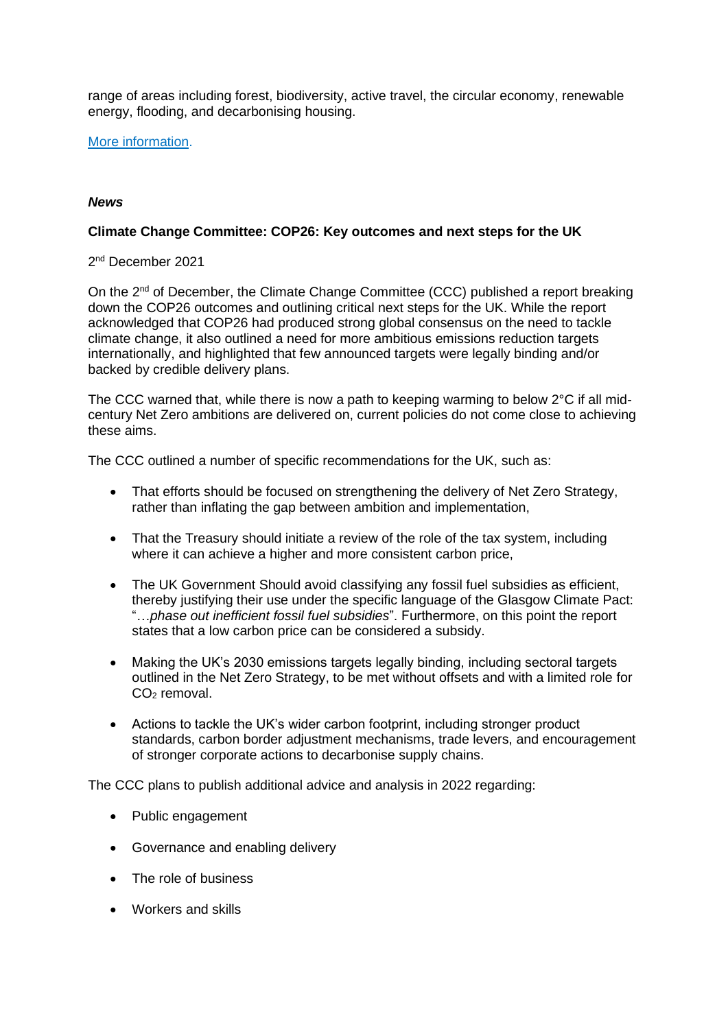range of areas including forest, biodiversity, active travel, the circular economy, renewable energy, flooding, and decarbonising housing.

[More information](#).

***News***

**Climate Change Committee: COP26: Key outcomes and next steps for the UK**

2nd December 2021

On the 2nd of December, the Climate Change Committee (CCC) published a report breaking down the COP26 outcomes and outlining critical next steps for the UK. While the report acknowledged that COP26 had produced strong global consensus on the need to tackle climate change, it also outlined a need for more ambitious emissions reduction targets internationally, and highlighted that few announced targets were legally binding and/or backed by credible delivery plans.

The CCC warned that, while there is now a path to keeping warming to below 2°C if all mid-century Net Zero ambitions are delivered on, current policies do not come close to achieving these aims.

The CCC outlined a number of specific recommendations for the UK, such as:

- That efforts should be focused on strengthening the delivery of Net Zero Strategy, rather than inflating the gap between ambition and implementation,
- That the Treasury should initiate a review of the role of the tax system, including where it can achieve a higher and more consistent carbon price,
- The UK Government Should avoid classifying any fossil fuel subsidies as efficient, thereby justifying their use under the specific language of the Glasgow Climate Pact: "…*phase out inefficient fossil fuel subsidies*". Furthermore, on this point the report states that a low carbon price can be considered a subsidy.
- Making the UK's 2030 emissions targets legally binding, including sectoral targets outlined in the Net Zero Strategy, to be met without offsets and with a limited role for $CO_2$ removal.
- Actions to tackle the UK's wider carbon footprint, including stronger product standards, carbon border adjustment mechanisms, trade levers, and encouragement of stronger corporate actions to decarbonise supply chains.

The CCC plans to publish additional advice and analysis in 2022 regarding:

- Public engagement
- Governance and enabling delivery
- The role of business
- Workers and skills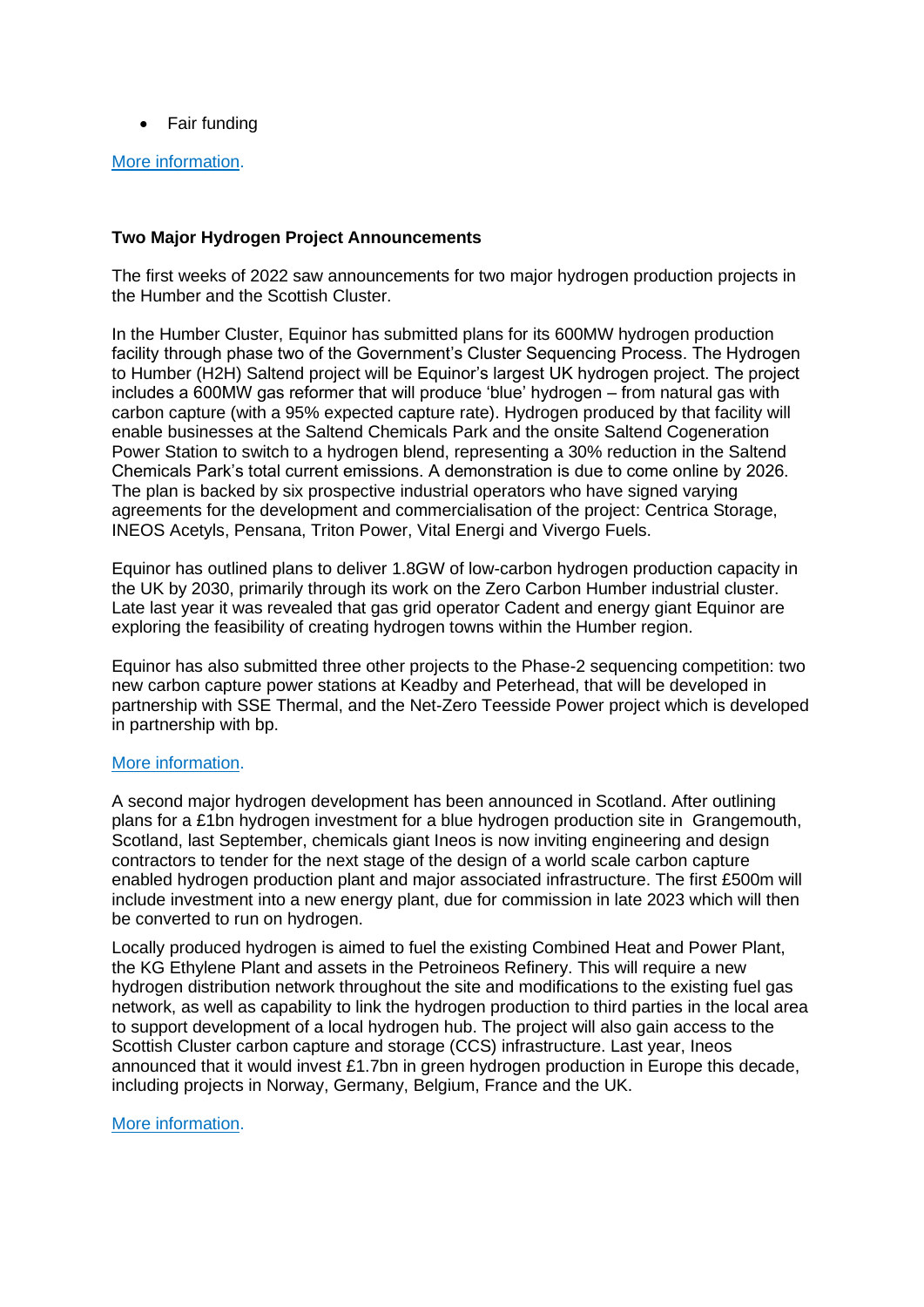- Fair funding

More information.

**Two Major Hydrogen Project Announcements**

The first weeks of 2022 saw announcements for two major hydrogen production projects in the Humber and the Scottish Cluster.

In the Humber Cluster, Equinor has submitted plans for its 600MW hydrogen production facility through phase two of the Government's Cluster Sequencing Process. The Hydrogen to Humber (H2H) Saltend project will be Equinor's largest UK hydrogen project. The project includes a 600MW gas reformer that will produce 'blue' hydrogen – from natural gas with carbon capture (with a 95% expected capture rate). Hydrogen produced by that facility will enable businesses at the Saltend Chemicals Park and the onsite Saltend Cogeneration Power Station to switch to a hydrogen blend, representing a 30% reduction in the Saltend Chemicals Park's total current emissions. A demonstration is due to come online by 2026. The plan is backed by six prospective industrial operators who have signed varying agreements for the development and commercialisation of the project: Centrica Storage, INEOS Acetyls, Pensana, Triton Power, Vital Energi and Vivergo Fuels.

Equinor has outlined plans to deliver 1.8GW of low-carbon hydrogen production capacity in the UK by 2030, primarily through its work on the Zero Carbon Humber industrial cluster. Late last year it was revealed that gas grid operator Cadent and energy giant Equinor are exploring the feasibility of creating hydrogen towns within the Humber region.

Equinor has also submitted three other projects to the Phase-2 sequencing competition: two new carbon capture power stations at Keadby and Peterhead, that will be developed in partnership with SSE Thermal, and the Net-Zero Teesside Power project which is developed in partnership with bp.

More information.

A second major hydrogen development has been announced in Scotland. After outlining plans for a £1bn hydrogen investment for a blue hydrogen production site in Grangemouth, Scotland, last September, chemicals giant Ineos is now inviting engineering and design contractors to tender for the next stage of the design of a world scale carbon capture enabled hydrogen production plant and major associated infrastructure. The first £500m will include investment into a new energy plant, due for commission in late 2023 which will then be converted to run on hydrogen.

Locally produced hydrogen is aimed to fuel the existing Combined Heat and Power Plant, the KG Ethylene Plant and assets in the Petroineos Refinery. This will require a new hydrogen distribution network throughout the site and modifications to the existing fuel gas network, as well as capability to link the hydrogen production to third parties in the local area to support development of a local hydrogen hub. The project will also gain access to the Scottish Cluster carbon capture and storage (CCS) infrastructure. Last year, Ineos announced that it would invest £1.7bn in green hydrogen production in Europe this decade, including projects in Norway, Germany, Belgium, France and the UK.

More information.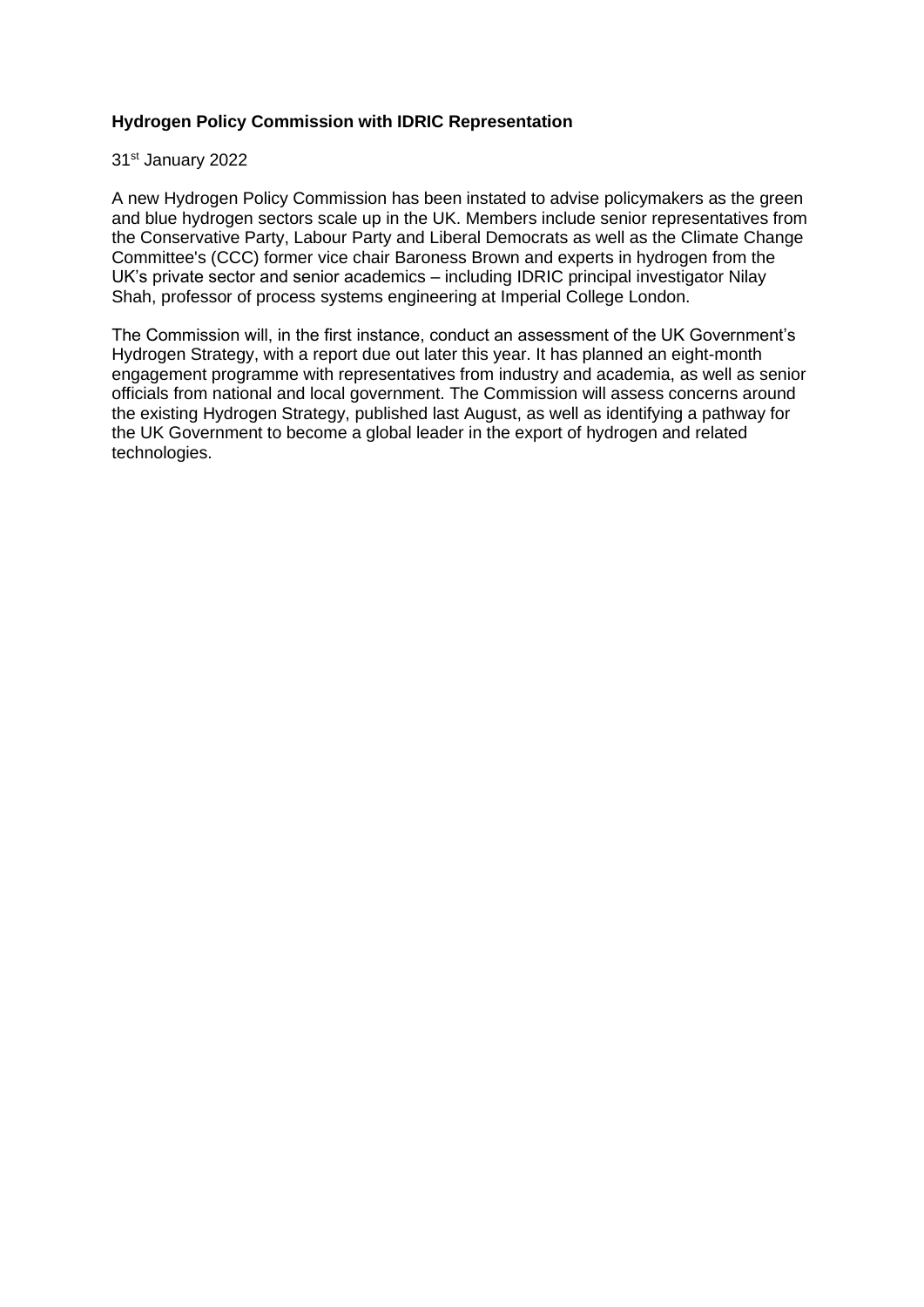**Hydrogen Policy Commission with IDRIC Representation**

31st January 2022

A new Hydrogen Policy Commission has been instated to advise policymakers as the green and blue hydrogen sectors scale up in the UK. Members include senior representatives from the Conservative Party, Labour Party and Liberal Democrats as well as the Climate Change Committee's (CCC) former vice chair Baroness Brown and experts in hydrogen from the UK's private sector and senior academics – including IDRIC principal investigator Nilay Shah, professor of process systems engineering at Imperial College London.

The Commission will, in the first instance, conduct an assessment of the UK Government's Hydrogen Strategy, with a report due out later this year. It has planned an eight-month engagement programme with representatives from industry and academia, as well as senior officials from national and local government. The Commission will assess concerns around the existing Hydrogen Strategy, published last August, as well as identifying a pathway for the UK Government to become a global leader in the export of hydrogen and related technologies.